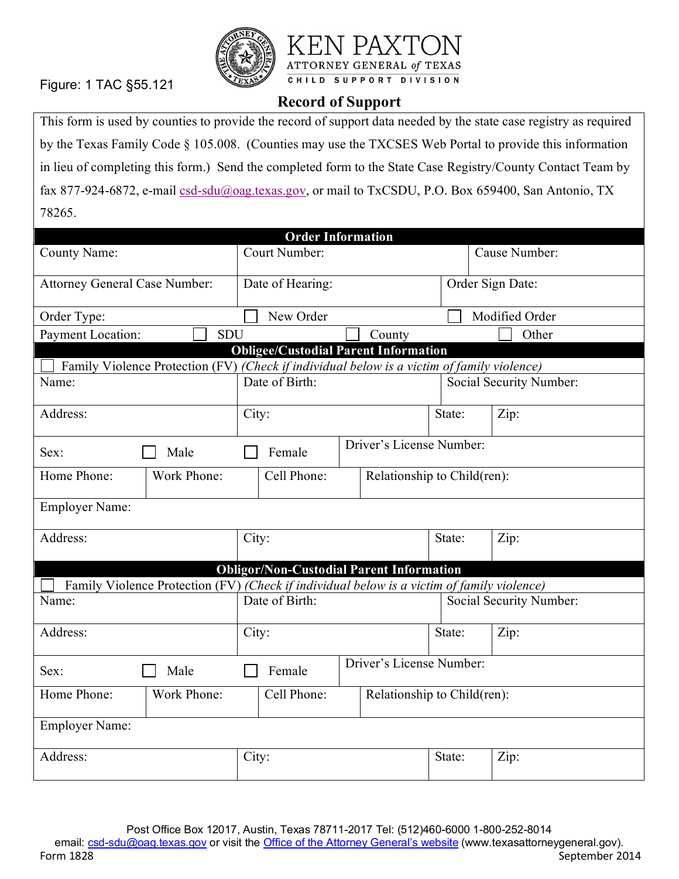Figure: 1 TAC §55.121

KEN PAXTON
ATTORNEY GENERAL *of* TEXAS
CHILD SUPPORT DIVISION

# Record of Support

This form is used by counties to provide the record of support data needed by the state case registry as required by the Texas Family Code § 105.008. (Counties may use the TXCSES Web Portal to provide this information in lieu of completing this form.) Send the completed form to the State Case Registry/County Contact Team by fax 877-924-6872, e-mail csd-sdu@oag.texas.gov, or mail to TxCSDU, P.O. Box 659400, San Antonio, TX 78265.

## Order Information

| County Name: | Court Number: | Cause Number: |
|---|---|---|
| Attorney General Case Number: | Date of Hearing: | Order Sign Date: |

Order Type: ☐ New Order ☐ Modified Order

Payment Location: ☐ SDU ☐ County ☐ Other

## Obligee/Custodial Parent Information

☐ Family Violence Protection (FV) *(Check if individual below is a victim of family violence)*

| Name: | Date of Birth: | Social Security Number: | |
|---|---|---|---|
| Address: | City: | State: | Zip: |

Sex: ☐ Male ☐ Female | Driver's License Number:

| Home Phone: | Work Phone: | Cell Phone: | Relationship to Child(ren): |
|---|---|---|---|

Employer Name:

| Address: | City: | State: | Zip: |
|---|---|---|---|

## Obligor/Non-Custodial Parent Information

☐ Family Violence Protection (FV) *(Check if individual below is a victim of family violence)*

| Name: | Date of Birth: | Social Security Number: | |
|---|---|---|---|
| Address: | City: | State: | Zip: |

Sex: ☐ Male ☐ Female | Driver's License Number:

| Home Phone: | Work Phone: | Cell Phone: | Relationship to Child(ren): |
|---|---|---|---|

Employer Name:

| Address: | City: | State: | Zip: |
|---|---|---|---|

Post Office Box 12017, Austin, Texas 78711-2017 Tel: (512)460-6000 1-800-252-8014
email: csd-sdu@oag.texas.gov or visit the Office of the Attorney General's website (www.texasattorneygeneral.gov).

Form 1828 September 2014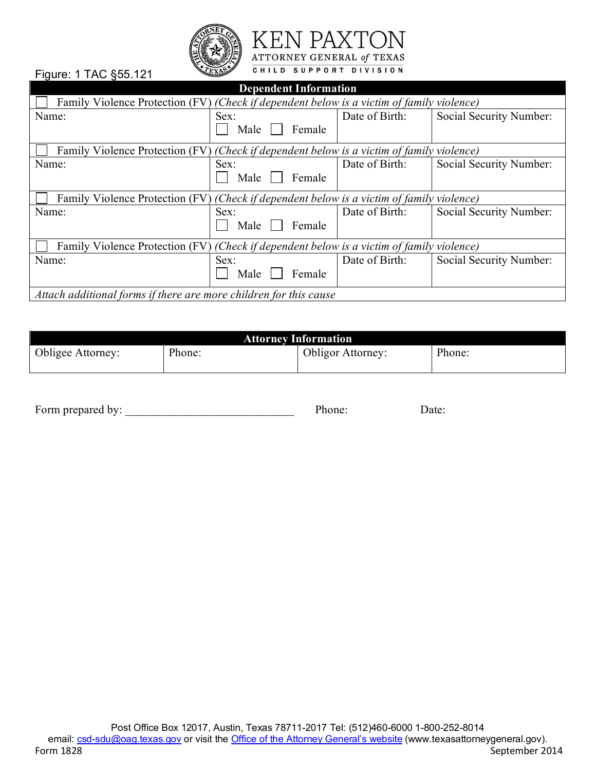Figure: 1 TAC §55.121

KEN PAXTON
ATTORNEY GENERAL of TEXAS
CHILD SUPPORT DIVISION

| Dependent Information | | | |
|---|---|---|---|
| ☐ Family Violence Protection (FV) *(Check if dependent below is a victim of family violence)* | | | |
| Name: | Sex: ☐ Male ☐ Female | Date of Birth: | Social Security Number: |
| ☐ Family Violence Protection (FV) *(Check if dependent below is a victim of family violence)* | | | |
| Name: | Sex: ☐ Male ☐ Female | Date of Birth: | Social Security Number: |
| ☐ Family Violence Protection (FV) *(Check if dependent below is a victim of family violence)* | | | |
| Name: | Sex: ☐ Male ☐ Female | Date of Birth: | Social Security Number: |
| ☐ Family Violence Protection (FV) *(Check if dependent below is a victim of family violence)* | | | |
| Name: | Sex: ☐ Male ☐ Female | Date of Birth: | Social Security Number: |
| *Attach additional forms if there are more children for this cause* | | | |

| Attorney Information | | | |
|---|---|---|---|
| Obligee Attorney: | Phone: | Obligor Attorney: | Phone: |

Form prepared by: ______________________________ Phone: Date:

Post Office Box 12017, Austin, Texas 78711-2017 Tel: (512)460-6000 1-800-252-8014
email: csd-sdu@oag.texas.gov or visit the Office of the Attorney General's website (www.texasattorneygeneral.gov).

Form 1828 September 2014